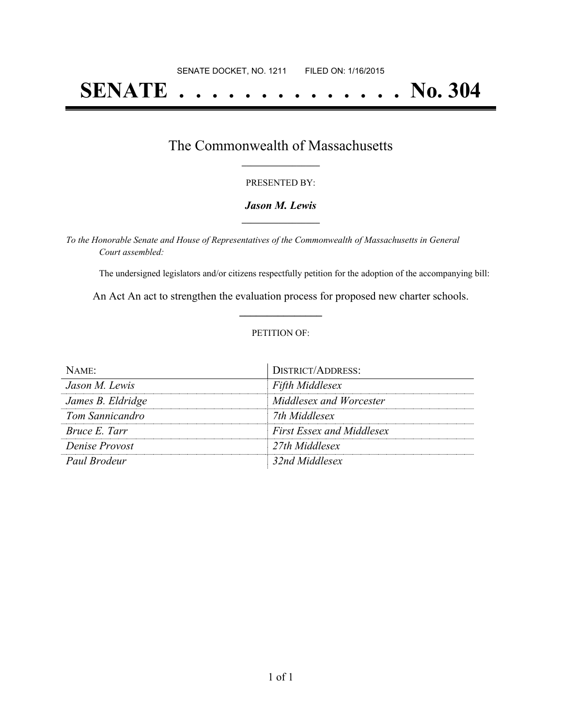SENATE DOCKET, NO. 1211        FILED ON: 1/16/2015

# SENATE . . . . . . . . . . . . . . . No. 304

## The Commonwealth of Massachusetts

PRESENTED BY:

***Jason M. Lewis***

*To the Honorable Senate and House of Representatives of the Commonwealth of Massachusetts in General Court assembled:*

The undersigned legislators and/or citizens respectfully petition for the adoption of the accompanying bill:

An Act An act to strengthen the evaluation process for proposed new charter schools.

PETITION OF:

| NAME: | DISTRICT/ADDRESS: |
|---|---|
| *Jason M. Lewis* | *Fifth Middlesex* |
| *James B. Eldridge* | *Middlesex and Worcester* |
| *Tom Sannicandro* | *7th Middlesex* |
| *Bruce E. Tarr* | *First Essex and Middlesex* |
| *Denise Provost* | *27th Middlesex* |
| *Paul Brodeur* | *32nd Middlesex* |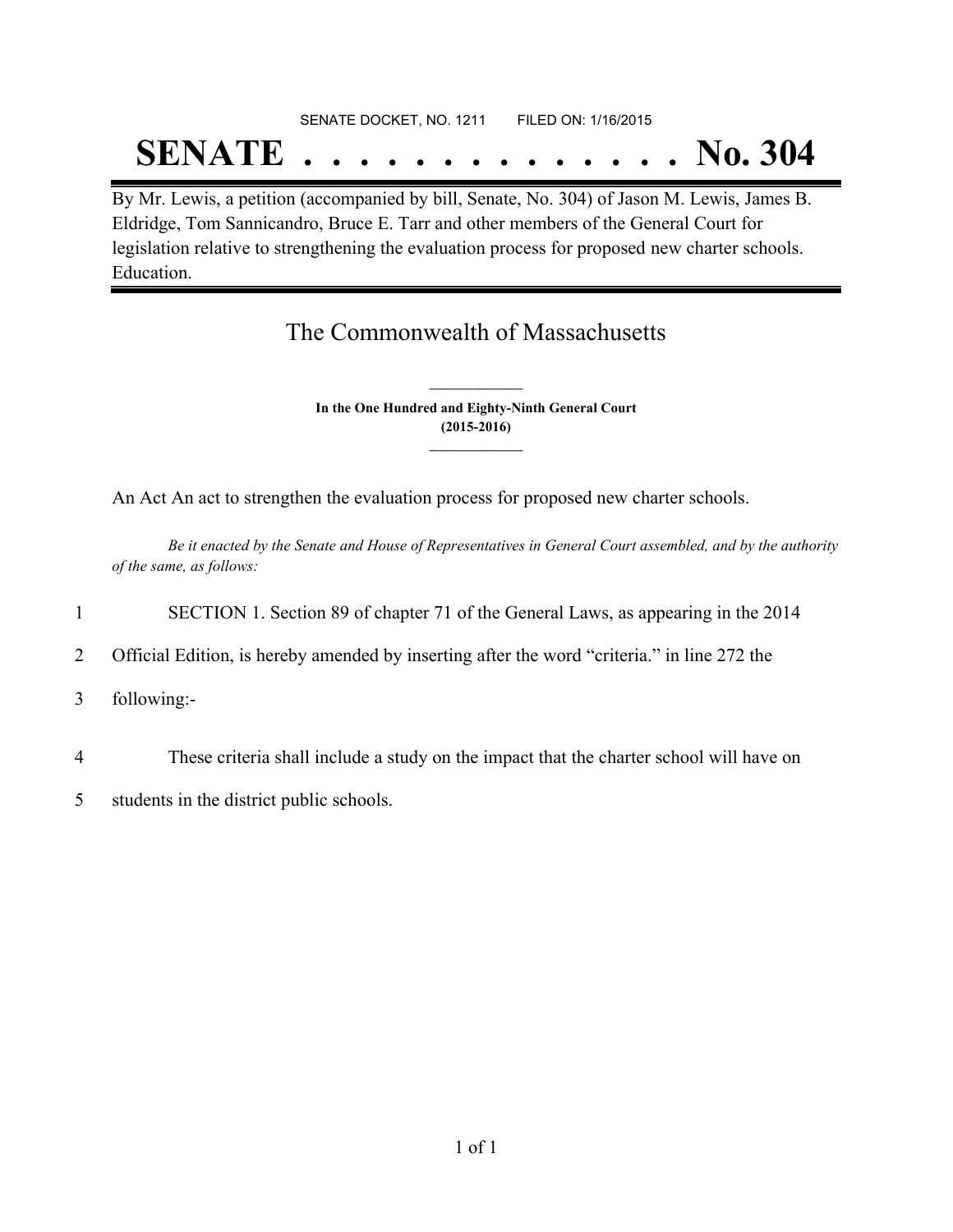SENATE DOCKET, NO. 1211        FILED ON: 1/16/2015

# SENATE . . . . . . . . . . . . . . No. 304

By Mr. Lewis, a petition (accompanied by bill, Senate, No. 304) of Jason M. Lewis, James B. Eldridge, Tom Sannicandro, Bruce E. Tarr and other members of the General Court for legislation relative to strengthening the evaluation process for proposed new charter schools. Education.

## The Commonwealth of Massachusetts

**In the One Hundred and Eighty-Ninth General Court**
**(2015-2016)**

An Act An act to strengthen the evaluation process for proposed new charter schools.

*Be it enacted by the Senate and House of Representatives in General Court assembled, and by the authority of the same, as follows:*

1 SECTION 1. Section 89 of chapter 71 of the General Laws, as appearing in the 2014
2 Official Edition, is hereby amended by inserting after the word "criteria." in line 272 the
3 following:-

4 These criteria shall include a study on the impact that the charter school will have on
5 students in the district public schools.